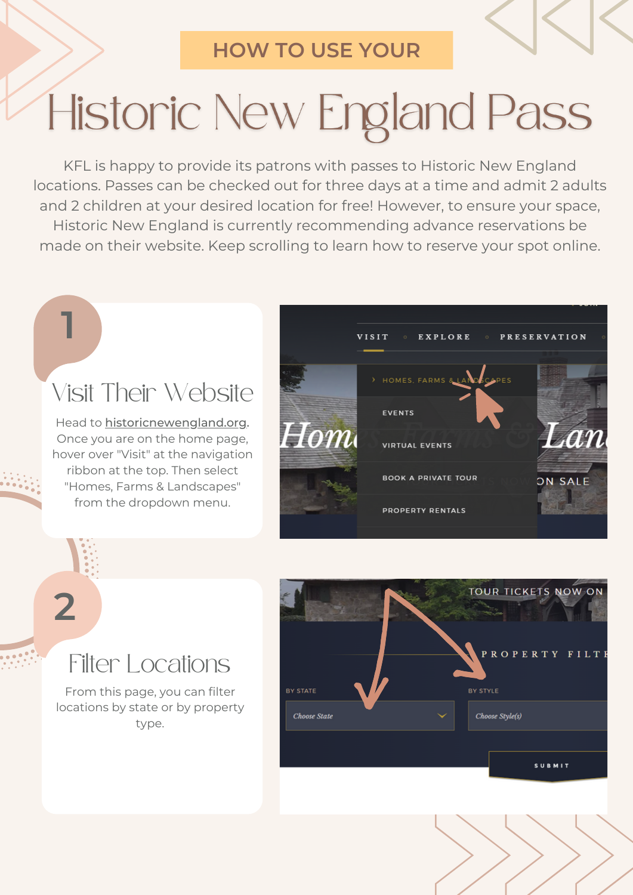HOW TO USE YOUR

# Historic New England Pass

KFL is happy to provide its patrons with passes to Historic New England locations. Passes can be checked out for three days at a time and admit 2 adults and 2 children at your desired location for free! However, to ensure your space, Historic New England is currently recommending advance reservations be made on their website. Keep scrolling to learn how to reserve your spot online.

## 1

### Visit Their Website

Head to historicnewengland.org. Once you are on the home page, hover over "Visit" at the navigation ribbon at the top. Then select "Homes, Farms & Landscapes" from the dropdown menu.

## 2

### Filter Locations

From this page, you can filter locations by state or by property type.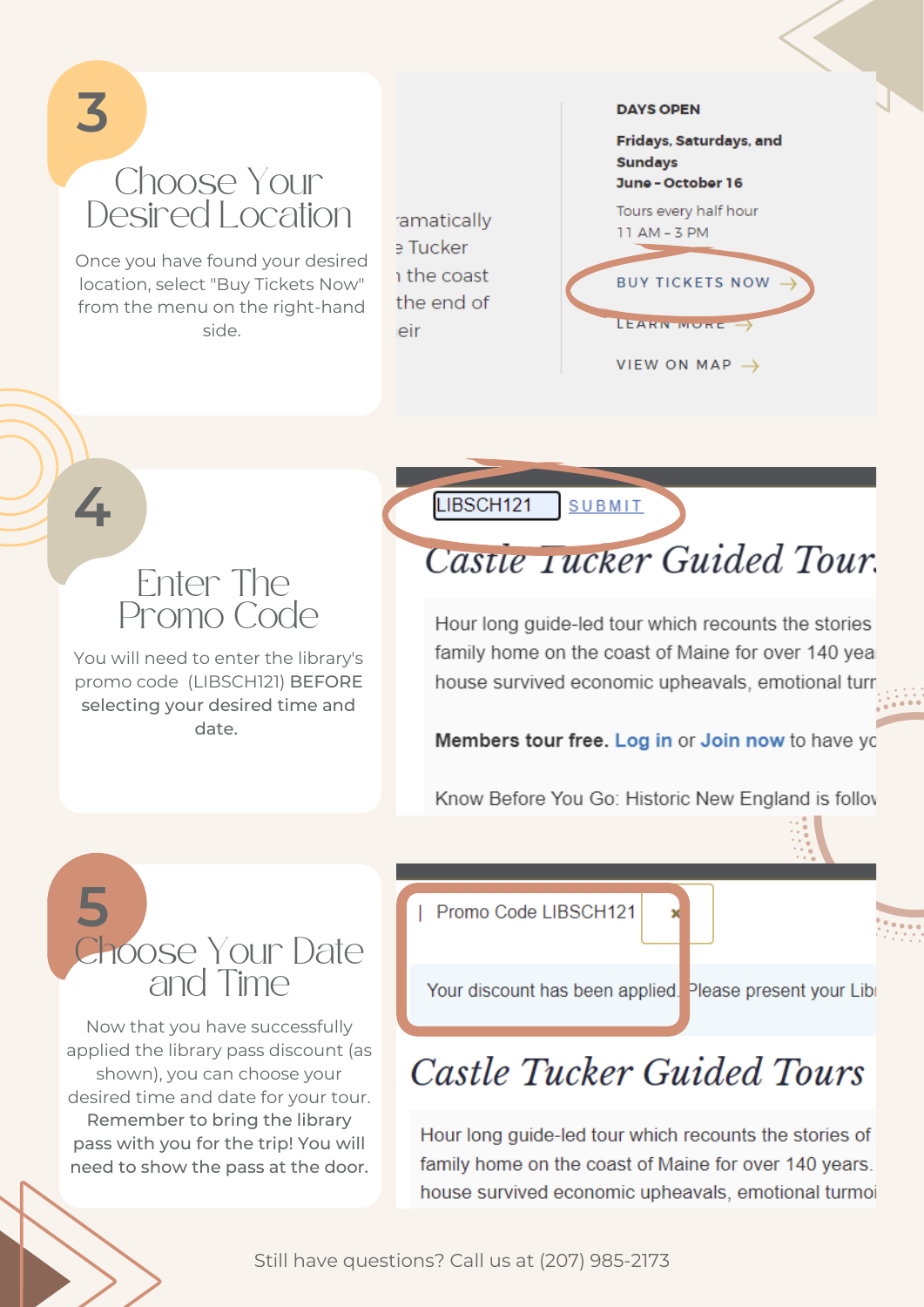## 3

## Choose Your Desired Location

Once you have found your desired location, select "Buy Tickets Now" from the menu on the right-hand side.

DAYS OPEN

**Fridays, Saturdays, and Sundays**
**June - October 16**

Tours every half hour
11 AM - 3 PM

BUY TICKETS NOW →

LEARN MORE →

VIEW ON MAP →

## 4

## Enter The Promo Code

You will need to enter the library's promo code (LIBSCH121) BEFORE selecting your desired time and date.

LIBSCH121 SUBMIT

*Castle Tucker Guided Tour*

Hour long guide-led tour which recounts the stories family home on the coast of Maine for over 140 yea house survived economic upheavals, emotional turr

**Members tour free.** Log in or Join now to have yo

Know Before You Go: Historic New England is follov

## 5

## Choose Your Date and Time

Now that you have successfully applied the library pass discount (as shown), you can choose your desired time and date for your tour. Remember to bring the library pass with you for the trip! You will need to show the pass at the door.

Promo Code LIBSCH121 ×

Your discount has been applied. Please present your Libr

*Castle Tucker Guided Tours*

Hour long guide-led tour which recounts the stories of family home on the coast of Maine for over 140 years. house survived economic upheavals, emotional turmoi

Still have questions? Call us at (207) 985-2173